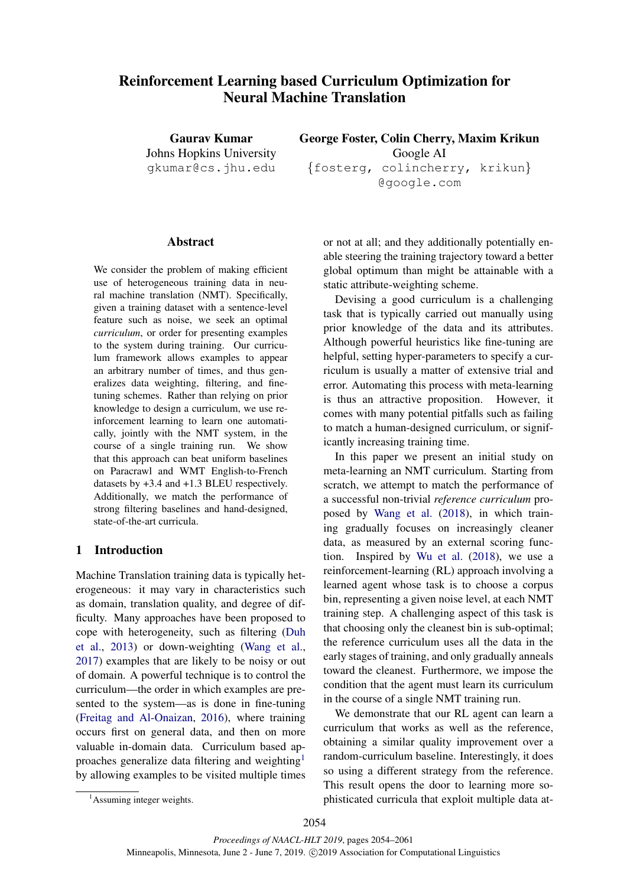# Reinforcement Learning based Curriculum Optimization for Neural Machine Translation

**Gaurav Kumar**
Johns Hopkins University
gkumar@cs.jhu.edu

**George Foster, Colin Cherry, Maxim Krikun**
Google AI
{fosterg, colincherry, krikun}@google.com

## Abstract

We consider the problem of making efficient use of heterogeneous training data in neural machine translation (NMT). Specifically, given a training dataset with a sentence-level feature such as noise, we seek an optimal *curriculum*, or order for presenting examples to the system during training. Our curriculum framework allows examples to appear an arbitrary number of times, and thus generalizes data weighting, filtering, and fine-tuning schemes. Rather than relying on prior knowledge to design a curriculum, we use reinforcement learning to learn one automatically, jointly with the NMT system, in the course of a single training run. We show that this approach can beat uniform baselines on Paracrawl and WMT English-to-French datasets by +3.4 and +1.3 BLEU respectively. Additionally, we match the performance of strong filtering baselines and hand-designed, state-of-the-art curricula.

## 1 Introduction

Machine Translation training data is typically heterogeneous: it may vary in characteristics such as domain, translation quality, and degree of difficulty. Many approaches have been proposed to cope with heterogeneity, such as filtering (Duh et al., 2013) or down-weighting (Wang et al., 2017) examples that are likely to be noisy or out of domain. A powerful technique is to control the curriculum—the order in which examples are presented to the system—as is done in fine-tuning (Freitag and Al-Onaizan, 2016), where training occurs first on general data, and then on more valuable in-domain data. Curriculum based approaches generalize data filtering and weighting[1] by allowing examples to be visited multiple times or not at all; and they additionally potentially enable steering the training trajectory toward a better global optimum than might be attainable with a static attribute-weighting scheme.

Devising a good curriculum is a challenging task that is typically carried out manually using prior knowledge of the data and its attributes. Although powerful heuristics like fine-tuning are helpful, setting hyper-parameters to specify a curriculum is usually a matter of extensive trial and error. Automating this process with meta-learning is thus an attractive proposition. However, it comes with many potential pitfalls such as failing to match a human-designed curriculum, or significantly increasing training time.

In this paper we present an initial study on meta-learning an NMT curriculum. Starting from scratch, we attempt to match the performance of a successful non-trivial *reference curriculum* proposed by Wang et al. (2018), in which training gradually focuses on increasingly cleaner data, as measured by an external scoring function. Inspired by Wu et al. (2018), we use a reinforcement-learning (RL) approach involving a learned agent whose task is to choose a corpus bin, representing a given noise level, at each NMT training step. A challenging aspect of this task is that choosing only the cleanest bin is sub-optimal; the reference curriculum uses all the data in the early stages of training, and only gradually anneals toward the cleanest. Furthermore, we impose the condition that the agent must learn its curriculum in the course of a single NMT training run.

We demonstrate that our RL agent can learn a curriculum that works as well as the reference, obtaining a similar quality improvement over a random-curriculum baseline. Interestingly, it does so using a different strategy from the reference. This result opens the door to learning more sophisticated curricula that exploit multiple data at-

[1] Assuming integer weights.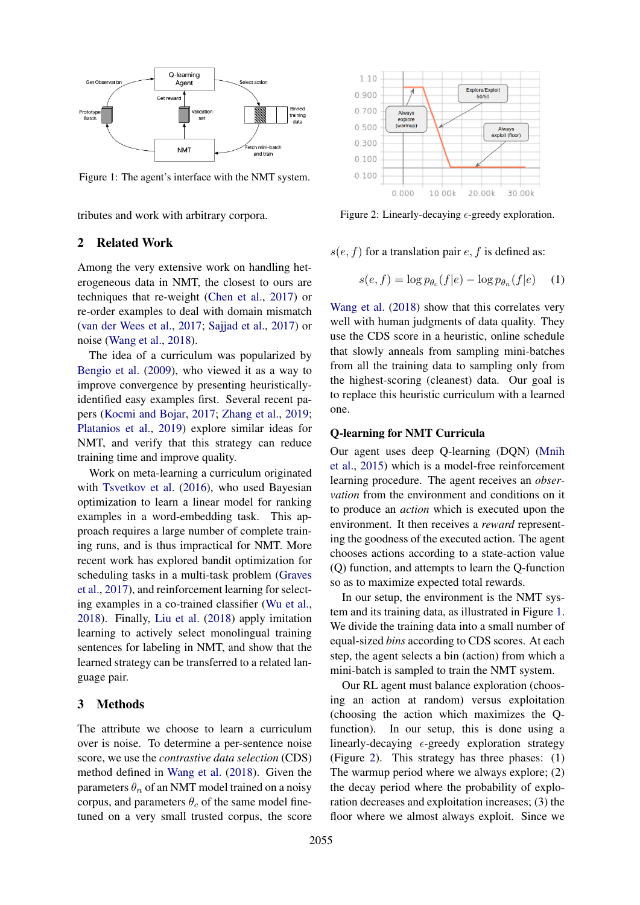Figure 1: The agent's interface with the NMT system.

Figure 2: Linearly-decaying $\epsilon$-greedy exploration.

tributes and work with arbitrary corpora.

## 2 Related Work

Among the very extensive work on handling heterogeneous data in NMT, the closest to ours are techniques that re-weight (Chen et al., 2017) or re-order examples to deal with domain mismatch (van der Wees et al., 2017; Sajjad et al., 2017) or noise (Wang et al., 2018).

The idea of a curriculum was popularized by Bengio et al. (2009), who viewed it as a way to improve convergence by presenting heuristically-identified easy examples first. Several recent papers (Kocmi and Bojar, 2017; Zhang et al., 2019; Platanios et al., 2019) explore similar ideas for NMT, and verify that this strategy can reduce training time and improve quality.

Work on meta-learning a curriculum originated with Tsvetkov et al. (2016), who used Bayesian optimization to learn a linear model for ranking examples in a word-embedding task. This approach requires a large number of complete training runs, and is thus impractical for NMT. More recent work has explored bandit optimization for scheduling tasks in a multi-task problem (Graves et al., 2017), and reinforcement learning for selecting examples in a co-trained classifier (Wu et al., 2018). Finally, Liu et al. (2018) apply imitation learning to actively select monolingual training sentences for labeling in NMT, and show that the learned strategy can be transferred to a related language pair.

## 3 Methods

The attribute we choose to learn a curriculum over is noise. To determine a per-sentence noise score, we use the *contrastive data selection* (CDS) method defined in Wang et al. (2018). Given the parameters $\theta_n$ of an NMT model trained on a noisy corpus, and parameters $\theta_c$ of the same model fine-tuned on a very small trusted corpus, the score $s(e, f)$ for a translation pair $e, f$ is defined as:

$$s(e, f) = \log p_{\theta_c}(f|e) - \log p_{\theta_n}(f|e) \quad (1)$$

Wang et al. (2018) show that this correlates very well with human judgments of data quality. They use the CDS score in a heuristic, online schedule that slowly anneals from sampling mini-batches from all the training data to sampling only from the highest-scoring (cleanest) data. Our goal is to replace this heuristic curriculum with a learned one.

### Q-learning for NMT Curricula

Our agent uses deep Q-learning (DQN) (Mnih et al., 2015) which is a model-free reinforcement learning procedure. The agent receives an *observation* from the environment and conditions on it to produce an *action* which is executed upon the environment. It then receives a *reward* representing the goodness of the executed action. The agent chooses actions according to a state-action value (Q) function, and attempts to learn the Q-function so as to maximize expected total rewards.

In our setup, the environment is the NMT system and its training data, as illustrated in Figure 1. We divide the training data into a small number of equal-sized *bins* according to CDS scores. At each step, the agent selects a bin (action) from which a mini-batch is sampled to train the NMT system.

Our RL agent must balance exploration (choosing an action at random) versus exploitation (choosing the action which maximizes the Q-function). In our setup, this is done using a linearly-decaying $\epsilon$-greedy exploration strategy (Figure 2). This strategy has three phases: (1) The warmup period where we always explore; (2) the decay period where the probability of exploration decreases and exploitation increases; (3) the floor where we almost always exploit. Since we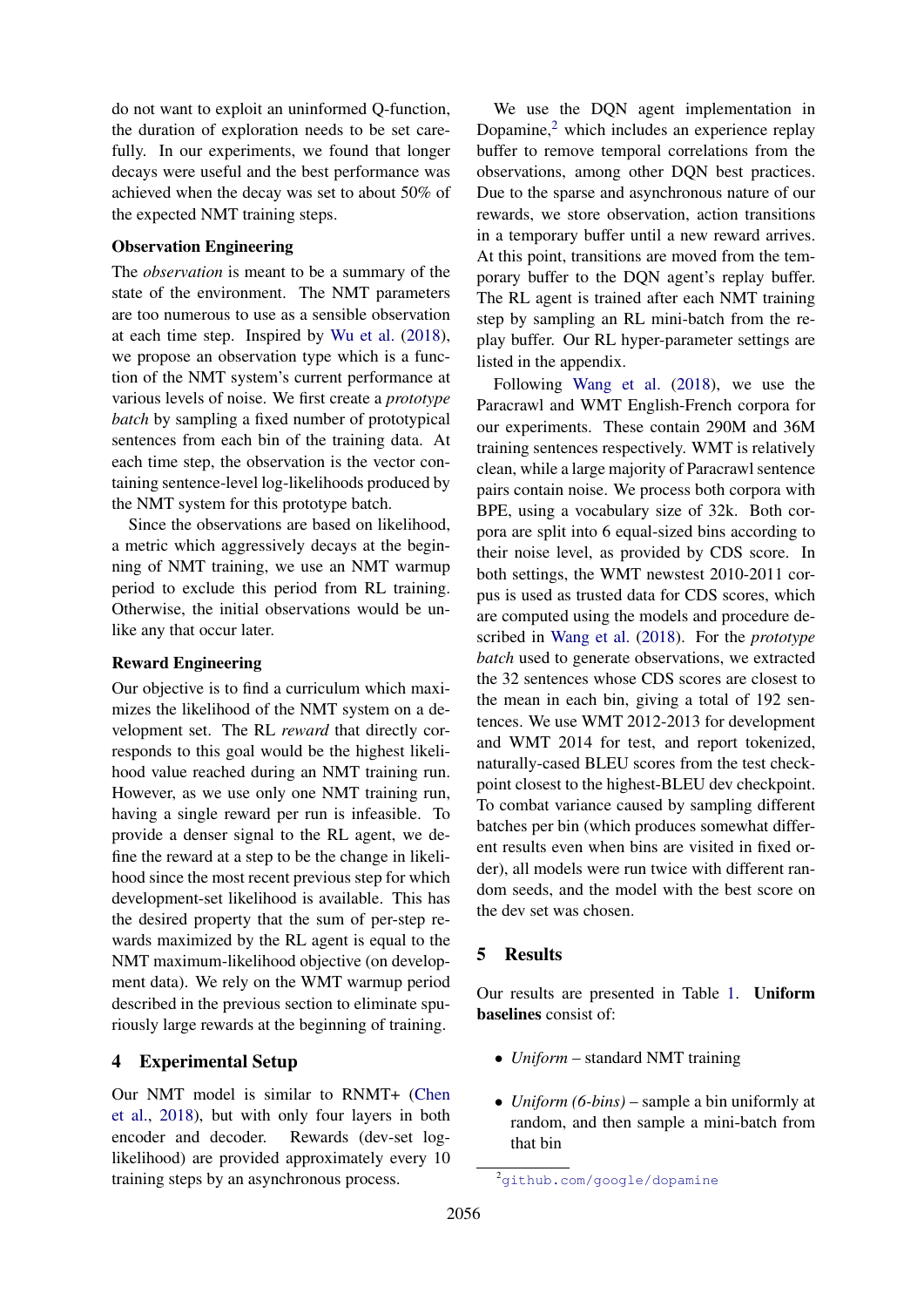do not want to exploit an uninformed Q-function, the duration of exploration needs to be set carefully. In our experiments, we found that longer decays were useful and the best performance was achieved when the decay was set to about 50% of the expected NMT training steps.

### Observation Engineering

The *observation* is meant to be a summary of the state of the environment. The NMT parameters are too numerous to use as a sensible observation at each time step. Inspired by Wu et al. (2018), we propose an observation type which is a function of the NMT system's current performance at various levels of noise. We first create a *prototype batch* by sampling a fixed number of prototypical sentences from each bin of the training data. At each time step, the observation is the vector containing sentence-level log-likelihoods produced by the NMT system for this prototype batch.

Since the observations are based on likelihood, a metric which aggressively decays at the beginning of NMT training, we use an NMT warmup period to exclude this period from RL training. Otherwise, the initial observations would be unlike any that occur later.

### Reward Engineering

Our objective is to find a curriculum which maximizes the likelihood of the NMT system on a development set. The RL *reward* that directly corresponds to this goal would be the highest likelihood value reached during an NMT training run. However, as we use only one NMT training run, having a single reward per run is infeasible. To provide a denser signal to the RL agent, we define the reward at a step to be the change in likelihood since the most recent previous step for which development-set likelihood is available. This has the desired property that the sum of per-step rewards maximized by the RL agent is equal to the NMT maximum-likelihood objective (on development data). We rely on the WMT warmup period described in the previous section to eliminate spuriously large rewards at the beginning of training.

## 4 Experimental Setup

Our NMT model is similar to RNMT+ (Chen et al., 2018), but with only four layers in both encoder and decoder. Rewards (dev-set log-likelihood) are provided approximately every 10 training steps by an asynchronous process.

We use the DQN agent implementation in Dopamine,[2] which includes an experience replay buffer to remove temporal correlations from the observations, among other DQN best practices. Due to the sparse and asynchronous nature of our rewards, we store observation, action transitions in a temporary buffer until a new reward arrives. At this point, transitions are moved from the temporary buffer to the DQN agent's replay buffer. The RL agent is trained after each NMT training step by sampling an RL mini-batch from the replay buffer. Our RL hyper-parameter settings are listed in the appendix.

Following Wang et al. (2018), we use the Paracrawl and WMT English-French corpora for our experiments. These contain 290M and 36M training sentences respectively. WMT is relatively clean, while a large majority of Paracrawl sentence pairs contain noise. We process both corpora with BPE, using a vocabulary size of 32k. Both corpora are split into 6 equal-sized bins according to their noise level, as provided by CDS score. In both settings, the WMT newstest 2010-2011 corpus is used as trusted data for CDS scores, which are computed using the models and procedure described in Wang et al. (2018). For the *prototype batch* used to generate observations, we extracted the 32 sentences whose CDS scores are closest to the mean in each bin, giving a total of 192 sentences. We use WMT 2012-2013 for development and WMT 2014 for test, and report tokenized, naturally-cased BLEU scores from the test checkpoint closest to the highest-BLEU dev checkpoint. To combat variance caused by sampling different batches per bin (which produces somewhat different results even when bins are visited in fixed order), all models were run twice with different random seeds, and the model with the best score on the dev set was chosen.

## 5 Results

Our results are presented in Table 1. **Uniform baselines** consist of:

- *Uniform* – standard NMT training
- *Uniform (6-bins)* – sample a bin uniformly at random, and then sample a mini-batch from that bin

[2] github.com/google/dopamine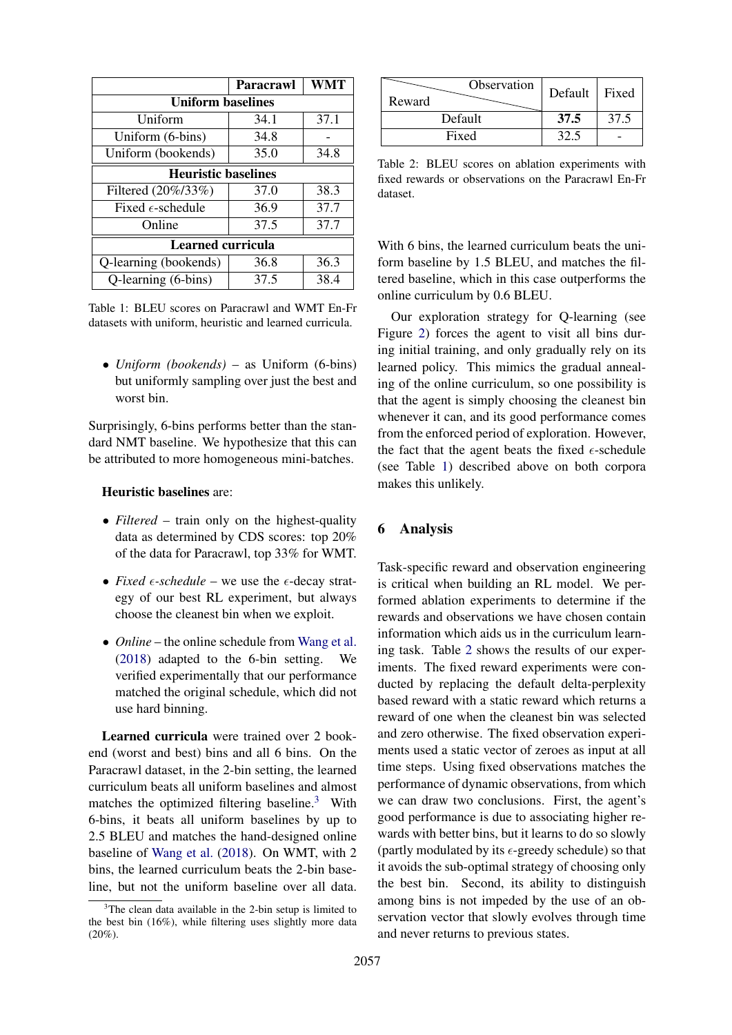| | Paracrawl | WMT |
|---|---|---|
| **Uniform baselines** | | |
| Uniform | 34.1 | 37.1 |
| Uniform (6-bins) | 34.8 | - |
| Uniform (bookends) | 35.0 | 34.8 |
| **Heuristic baselines** | | |
| Filtered (20%/33%) | 37.0 | 38.3 |
| Fixed $\epsilon$-schedule | 36.9 | 37.7 |
| Online | 37.5 | 37.7 |
| **Learned curricula** | | |
| Q-learning (bookends) | 36.8 | 36.3 |
| Q-learning (6-bins) | 37.5 | 38.4 |

Table 1: BLEU scores on Paracrawl and WMT En-Fr datasets with uniform, heuristic and learned curricula.

- *Uniform (bookends)* – as Uniform (6-bins) but uniformly sampling over just the best and worst bin.

Surprisingly, 6-bins performs better than the standard NMT baseline. We hypothesize that this can be attributed to more homogeneous mini-batches.

**Heuristic baselines** are:

- *Filtered* – train only on the highest-quality data as determined by CDS scores: top 20% of the data for Paracrawl, top 33% for WMT.
- *Fixed $\epsilon$-schedule* – we use the $\epsilon$-decay strategy of our best RL experiment, but always choose the cleanest bin when we exploit.
- *Online* – the online schedule from Wang et al. (2018) adapted to the 6-bin setting. We verified experimentally that our performance matched the original schedule, which did not use hard binning.

**Learned curricula** were trained over 2 bookend (worst and best) bins and all 6 bins. On the Paracrawl dataset, in the 2-bin setting, the learned curriculum beats all uniform baselines and almost matches the optimized filtering baseline.[3] With 6-bins, it beats all uniform baselines by up to 2.5 BLEU and matches the hand-designed online baseline of Wang et al. (2018). On WMT, with 2 bins, the learned curriculum beats the 2-bin baseline, but not the uniform baseline over all data.

[3]The clean data available in the 2-bin setup is limited to the best bin (16%), while filtering uses slightly more data (20%).

| Reward \ Observation | Default | Fixed |
|---|---|---|
| Default | **37.5** | 37.5 |
| Fixed | 32.5 | - |

Table 2: BLEU scores on ablation experiments with fixed rewards or observations on the Paracrawl En-Fr dataset.

With 6 bins, the learned curriculum beats the uniform baseline by 1.5 BLEU, and matches the filtered baseline, which in this case outperforms the online curriculum by 0.6 BLEU.

Our exploration strategy for Q-learning (see Figure 2) forces the agent to visit all bins during initial training, and only gradually rely on its learned policy. This mimics the gradual annealing of the online curriculum, so one possibility is that the agent is simply choosing the cleanest bin whenever it can, and its good performance comes from the enforced period of exploration. However, the fact that the agent beats the fixed $\epsilon$-schedule (see Table 1) described above on both corpora makes this unlikely.

## 6 Analysis

Task-specific reward and observation engineering is critical when building an RL model. We performed ablation experiments to determine if the rewards and observations we have chosen contain information which aids us in the curriculum learning task. Table 2 shows the results of our experiments. The fixed reward experiments were conducted by replacing the default delta-perplexity based reward with a static reward which returns a reward of one when the cleanest bin was selected and zero otherwise. The fixed observation experiments used a static vector of zeroes as input at all time steps. Using fixed observations matches the performance of dynamic observations, from which we can draw two conclusions. First, the agent's good performance is due to associating higher rewards with better bins, but it learns to do so slowly (partly modulated by its $\epsilon$-greedy schedule) so that it avoids the sub-optimal strategy of choosing only the best bin. Second, its ability to distinguish among bins is not impeded by the use of an observation vector that slowly evolves through time and never returns to previous states.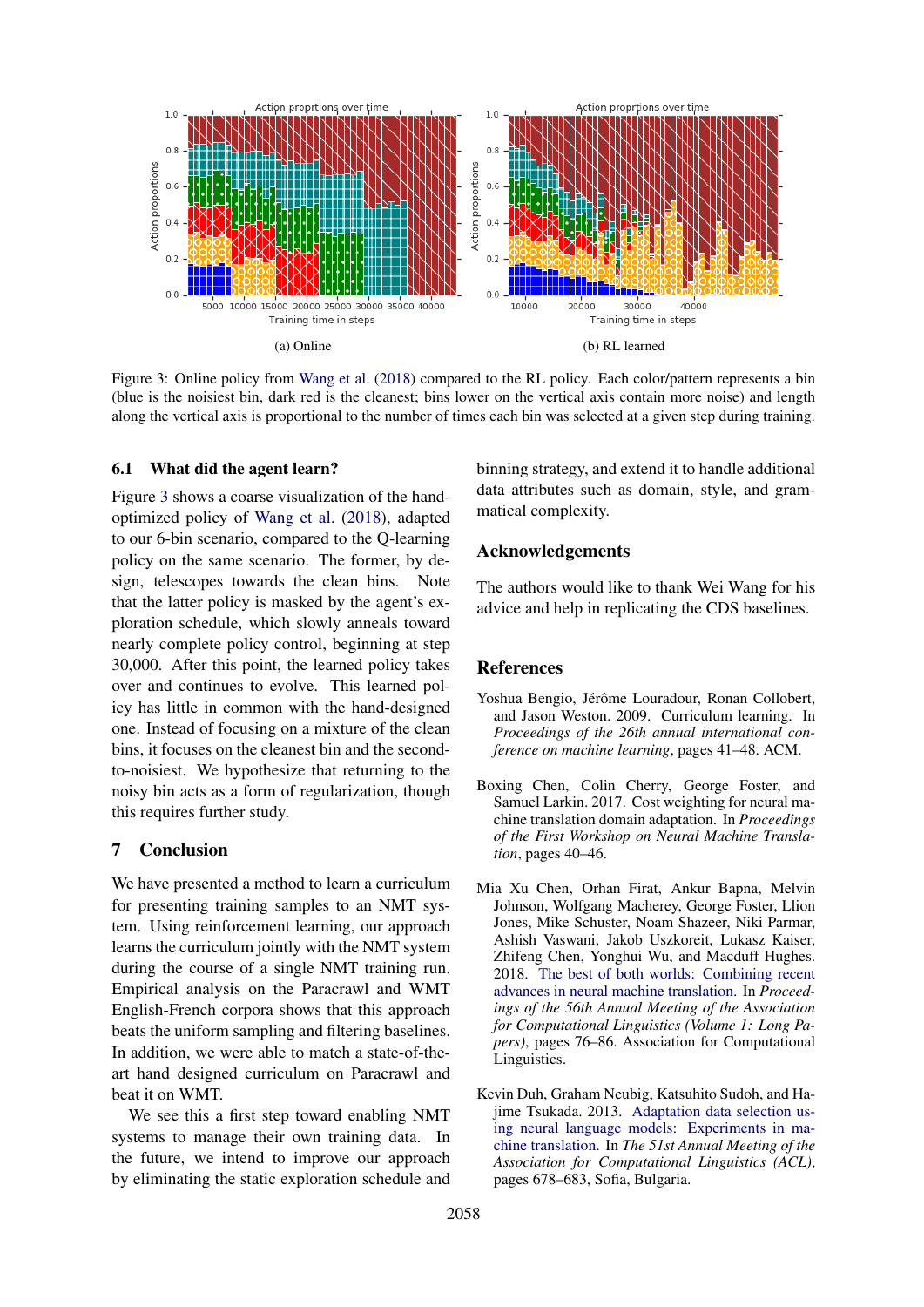(a) Online

(b) RL learned

Figure 3: Online policy from Wang et al. (2018) compared to the RL policy. Each color/pattern represents a bin (blue is the noisiest bin, dark red is the cleanest; bins lower on the vertical axis contain more noise) and length along the vertical axis is proportional to the number of times each bin was selected at a given step during training.

### 6.1 What did the agent learn?

Figure 3 shows a coarse visualization of the hand-optimized policy of Wang et al. (2018), adapted to our 6-bin scenario, compared to the Q-learning policy on the same scenario. The former, by design, telescopes towards the clean bins. Note that the latter policy is masked by the agent's exploration schedule, which slowly anneals toward nearly complete policy control, beginning at step 30,000. After this point, the learned policy takes over and continues to evolve. This learned policy has little in common with the hand-designed one. Instead of focusing on a mixture of the clean bins, it focuses on the cleanest bin and the second-to-noisiest. We hypothesize that returning to the noisy bin acts as a form of regularization, though this requires further study.

## 7 Conclusion

We have presented a method to learn a curriculum for presenting training samples to an NMT system. Using reinforcement learning, our approach learns the curriculum jointly with the NMT system during the course of a single NMT training run. Empirical analysis on the Paracrawl and WMT English-French corpora shows that this approach beats the uniform sampling and filtering baselines. In addition, we were able to match a state-of-the-art hand designed curriculum on Paracrawl and beat it on WMT.

We see this a first step toward enabling NMT systems to manage their own training data. In the future, we intend to improve our approach by eliminating the static exploration schedule and binning strategy, and extend it to handle additional data attributes such as domain, style, and grammatical complexity.

## Acknowledgements

The authors would like to thank Wei Wang for his advice and help in replicating the CDS baselines.

## References

Yoshua Bengio, Jérôme Louradour, Ronan Collobert, and Jason Weston. 2009. Curriculum learning. In *Proceedings of the 26th annual international conference on machine learning*, pages 41–48. ACM.

Boxing Chen, Colin Cherry, George Foster, and Samuel Larkin. 2017. Cost weighting for neural machine translation domain adaptation. In *Proceedings of the First Workshop on Neural Machine Translation*, pages 40–46.

Mia Xu Chen, Orhan Firat, Ankur Bapna, Melvin Johnson, Wolfgang Macherey, George Foster, Llion Jones, Mike Schuster, Noam Shazeer, Niki Parmar, Ashish Vaswani, Jakob Uszkoreit, Lukasz Kaiser, Zhifeng Chen, Yonghui Wu, and Macduff Hughes. 2018. The best of both worlds: Combining recent advances in neural machine translation. In *Proceedings of the 56th Annual Meeting of the Association for Computational Linguistics (Volume 1: Long Papers)*, pages 76–86. Association for Computational Linguistics.

Kevin Duh, Graham Neubig, Katsuhito Sudoh, and Hajime Tsukada. 2013. Adaptation data selection using neural language models: Experiments in machine translation. In *The 51st Annual Meeting of the Association for Computational Linguistics (ACL)*, pages 678–683, Sofia, Bulgaria.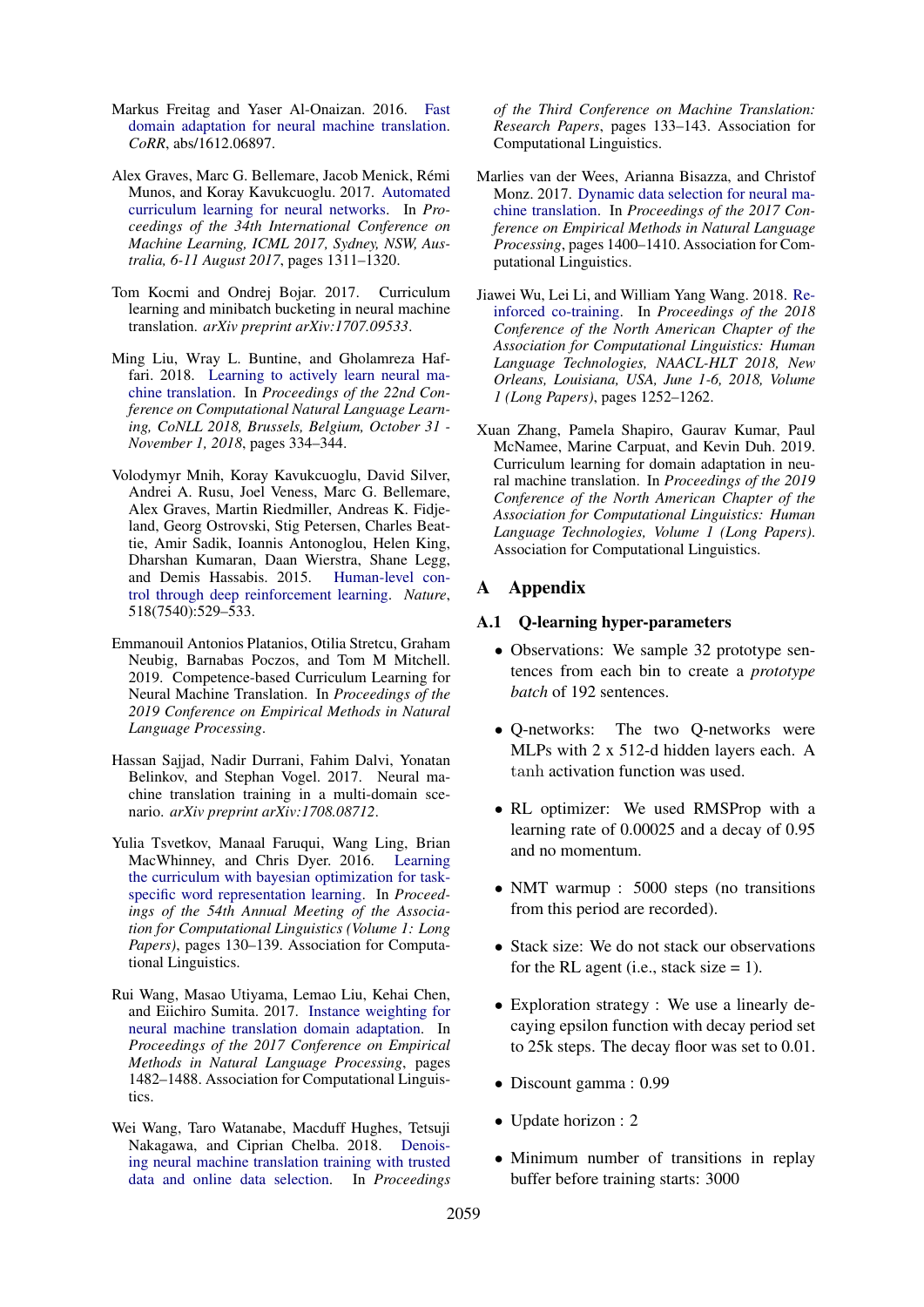Markus Freitag and Yaser Al-Onaizan. 2016. Fast domain adaptation for neural machine translation. *CoRR*, abs/1612.06897.

Alex Graves, Marc G. Bellemare, Jacob Menick, Rémi Munos, and Koray Kavukcuoglu. 2017. Automated curriculum learning for neural networks. In *Proceedings of the 34th International Conference on Machine Learning, ICML 2017, Sydney, NSW, Australia, 6-11 August 2017*, pages 1311–1320.

Tom Kocmi and Ondrej Bojar. 2017. Curriculum learning and minibatch bucketing in neural machine translation. *arXiv preprint arXiv:1707.09533*.

Ming Liu, Wray L. Buntine, and Gholamreza Haffari. 2018. Learning to actively learn neural machine translation. In *Proceedings of the 22nd Conference on Computational Natural Language Learning, CoNLL 2018, Brussels, Belgium, October 31 - November 1, 2018*, pages 334–344.

Volodymyr Mnih, Koray Kavukcuoglu, David Silver, Andrei A. Rusu, Joel Veness, Marc G. Bellemare, Alex Graves, Martin Riedmiller, Andreas K. Fidjeland, Georg Ostrovski, Stig Petersen, Charles Beattie, Amir Sadik, Ioannis Antonoglou, Helen King, Dharshan Kumaran, Daan Wierstra, Shane Legg, and Demis Hassabis. 2015. Human-level control through deep reinforcement learning. *Nature*, 518(7540):529–533.

Emmanouil Antonios Platanios, Otilia Stretcu, Graham Neubig, Barnabas Poczos, and Tom M Mitchell. 2019. Competence-based Curriculum Learning for Neural Machine Translation. In *Proceedings of the 2019 Conference on Empirical Methods in Natural Language Processing*.

Hassan Sajjad, Nadir Durrani, Fahim Dalvi, Yonatan Belinkov, and Stephan Vogel. 2017. Neural machine translation training in a multi-domain scenario. *arXiv preprint arXiv:1708.08712*.

Yulia Tsvetkov, Manaal Faruqui, Wang Ling, Brian MacWhinney, and Chris Dyer. 2016. Learning the curriculum with bayesian optimization for task-specific word representation learning. In *Proceedings of the 54th Annual Meeting of the Association for Computational Linguistics (Volume 1: Long Papers)*, pages 130–139. Association for Computational Linguistics.

Rui Wang, Masao Utiyama, Lemao Liu, Kehai Chen, and Eiichiro Sumita. 2017. Instance weighting for neural machine translation domain adaptation. In *Proceedings of the 2017 Conference on Empirical Methods in Natural Language Processing*, pages 1482–1488. Association for Computational Linguistics.

Wei Wang, Taro Watanabe, Macduff Hughes, Tetsuji Nakagawa, and Ciprian Chelba. 2018. Denoising neural machine translation training with trusted data and online data selection. In *Proceedings of the Third Conference on Machine Translation: Research Papers*, pages 133–143. Association for Computational Linguistics.

Marlies van der Wees, Arianna Bisazza, and Christof Monz. 2017. Dynamic data selection for neural machine translation. In *Proceedings of the 2017 Conference on Empirical Methods in Natural Language Processing*, pages 1400–1410. Association for Computational Linguistics.

Jiawei Wu, Lei Li, and William Yang Wang. 2018. Reinforced co-training. In *Proceedings of the 2018 Conference of the North American Chapter of the Association for Computational Linguistics: Human Language Technologies, NAACL-HLT 2018, New Orleans, Louisiana, USA, June 1-6, 2018, Volume 1 (Long Papers)*, pages 1252–1262.

Xuan Zhang, Pamela Shapiro, Gaurav Kumar, Paul McNamee, Marine Carpuat, and Kevin Duh. 2019. Curriculum learning for domain adaptation in neural machine translation. In *Proceedings of the 2019 Conference of the North American Chapter of the Association for Computational Linguistics: Human Language Technologies, Volume 1 (Long Papers)*. Association for Computational Linguistics.

# A Appendix

## A.1 Q-learning hyper-parameters

- Observations: We sample 32 prototype sentences from each bin to create a *prototype batch* of 192 sentences.
- Q-networks: The two Q-networks were MLPs with 2 x 512-d hidden layers each. A tanh activation function was used.
- RL optimizer: We used RMSProp with a learning rate of 0.00025 and a decay of 0.95 and no momentum.
- NMT warmup : 5000 steps (no transitions from this period are recorded).
- Stack size: We do not stack our observations for the RL agent (i.e., stack size = 1).
- Exploration strategy : We use a linearly decaying epsilon function with decay period set to 25k steps. The decay floor was set to 0.01.
- Discount gamma : 0.99
- Update horizon : 2
- Minimum number of transitions in replay buffer before training starts: 3000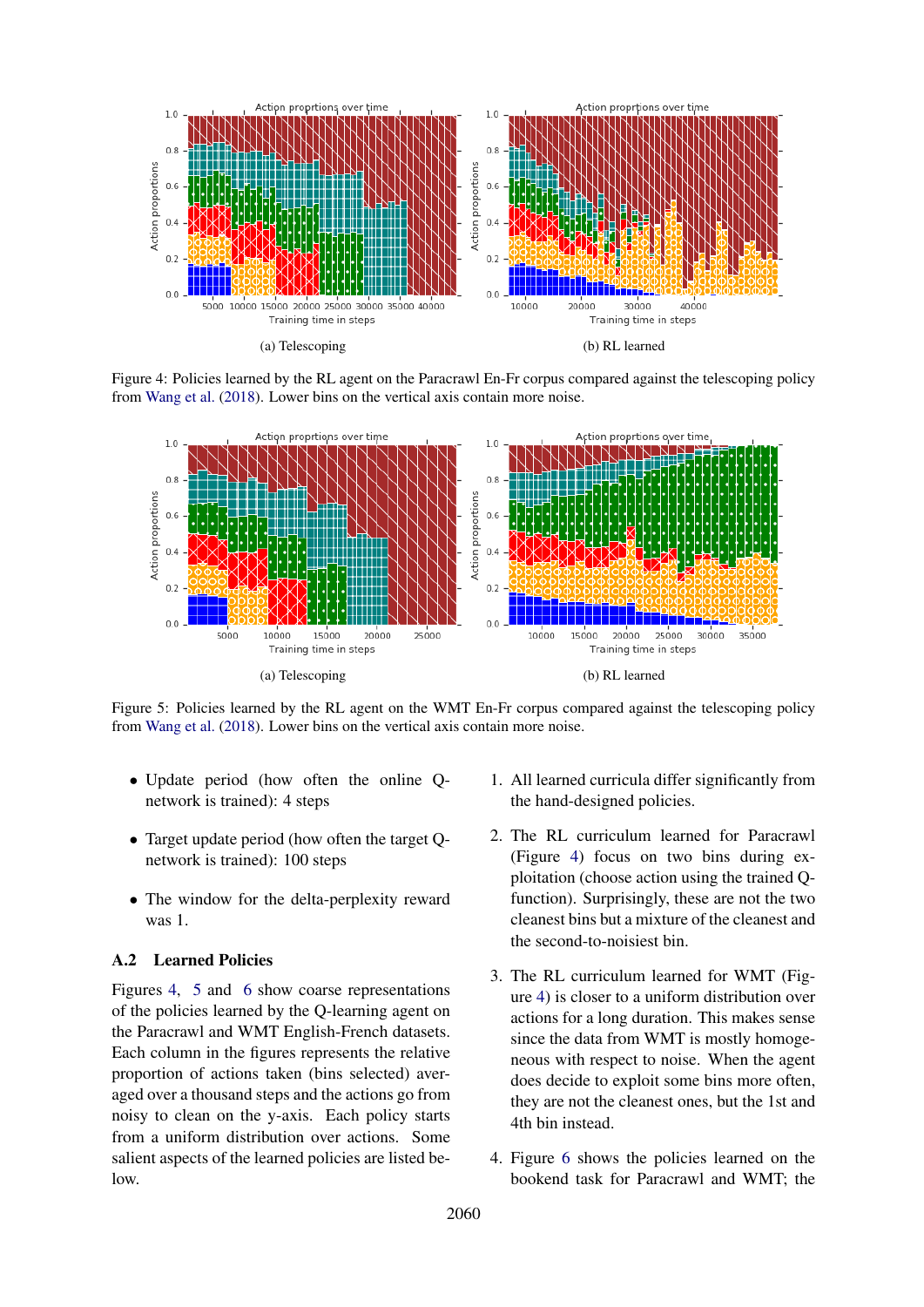(a) Telescoping

(b) RL learned

Figure 4: Policies learned by the RL agent on the Paracrawl En-Fr corpus compared against the telescoping policy from Wang et al. (2018). Lower bins on the vertical axis contain more noise.

(a) Telescoping

(b) RL learned

Figure 5: Policies learned by the RL agent on the WMT En-Fr corpus compared against the telescoping policy from Wang et al. (2018). Lower bins on the vertical axis contain more noise.

- Update period (how often the online Q-network is trained): 4 steps
- Target update period (how often the target Q-network is trained): 100 steps
- The window for the delta-perplexity reward was 1.

### A.2 Learned Policies

Figures 4, 5 and 6 show coarse representations of the policies learned by the Q-learning agent on the Paracrawl and WMT English-French datasets. Each column in the figures represents the relative proportion of actions taken (bins selected) averaged over a thousand steps and the actions go from noisy to clean on the y-axis. Each policy starts from a uniform distribution over actions. Some salient aspects of the learned policies are listed below.

1. All learned curricula differ significantly from the hand-designed policies.
2. The RL curriculum learned for Paracrawl (Figure 4) focus on two bins during exploitation (choose action using the trained Q-function). Surprisingly, these are not the two cleanest bins but a mixture of the cleanest and the second-to-noisiest bin.
3. The RL curriculum learned for WMT (Figure 4) is closer to a uniform distribution over actions for a long duration. This makes sense since the data from WMT is mostly homogeneous with respect to noise. When the agent does decide to exploit some bins more often, they are not the cleanest ones, but the 1st and 4th bin instead.
4. Figure 6 shows the policies learned on the bookend task for Paracrawl and WMT; the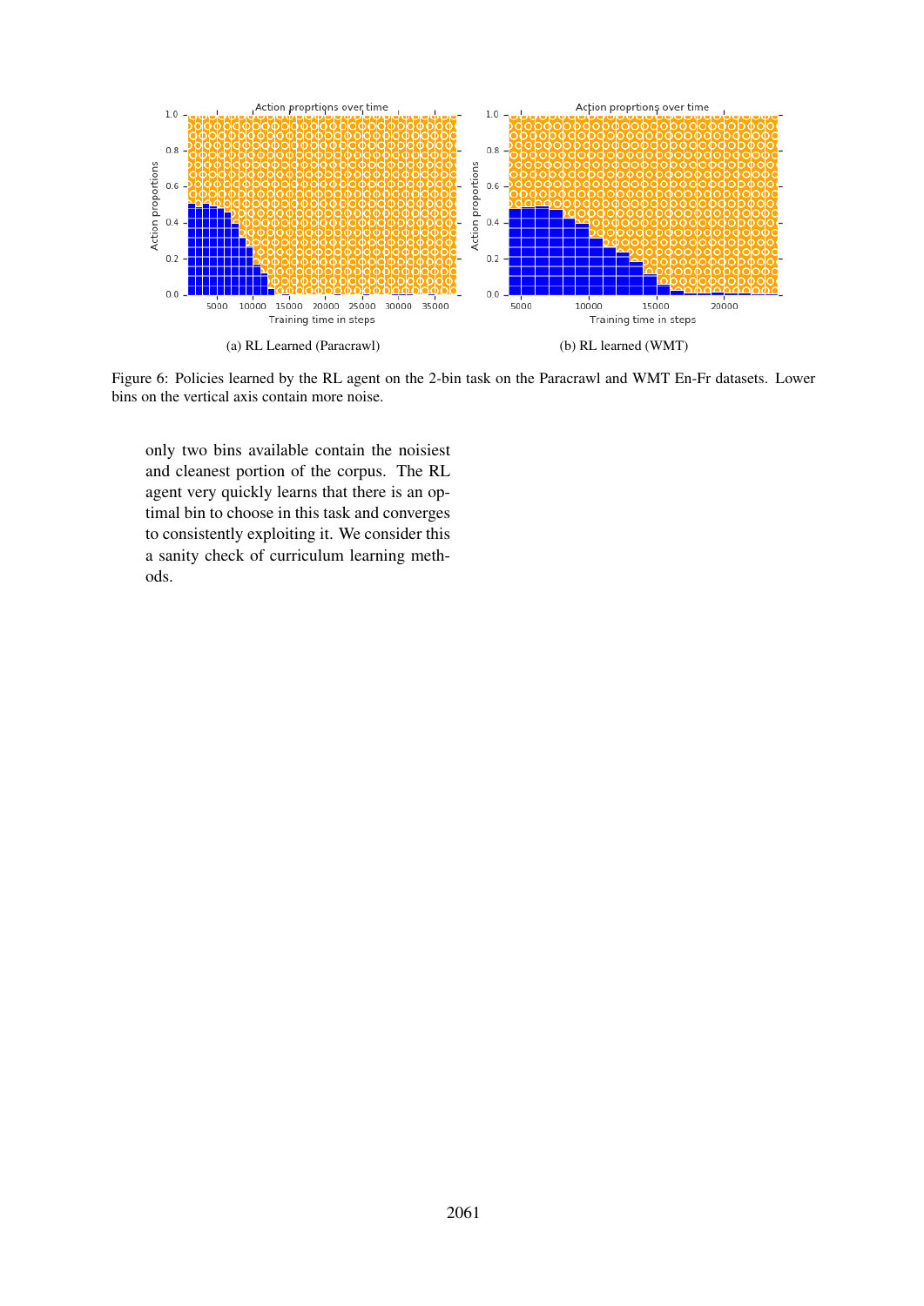Action proprtions over time

1.0
0.8
0.6
0.4
0.2
0.0

Action proportions

5000 10000 15000 20000 25000 30000 35000

Training time in steps

(a) RL Learned (Paracrawl)

Action proprtions over time

1.0
0.8
0.6
0.4
0.2
0.0

Action proportions

5000 10000 15000 20000

Training time in steps

(b) RL learned (WMT)

Figure 6: Policies learned by the RL agent on the 2-bin task on the Paracrawl and WMT En-Fr datasets. Lower bins on the vertical axis contain more noise.

only two bins available contain the noisiest and cleanest portion of the corpus. The RL agent very quickly learns that there is an optimal bin to choose in this task and converges to consistently exploiting it. We consider this a sanity check of curriculum learning methods.